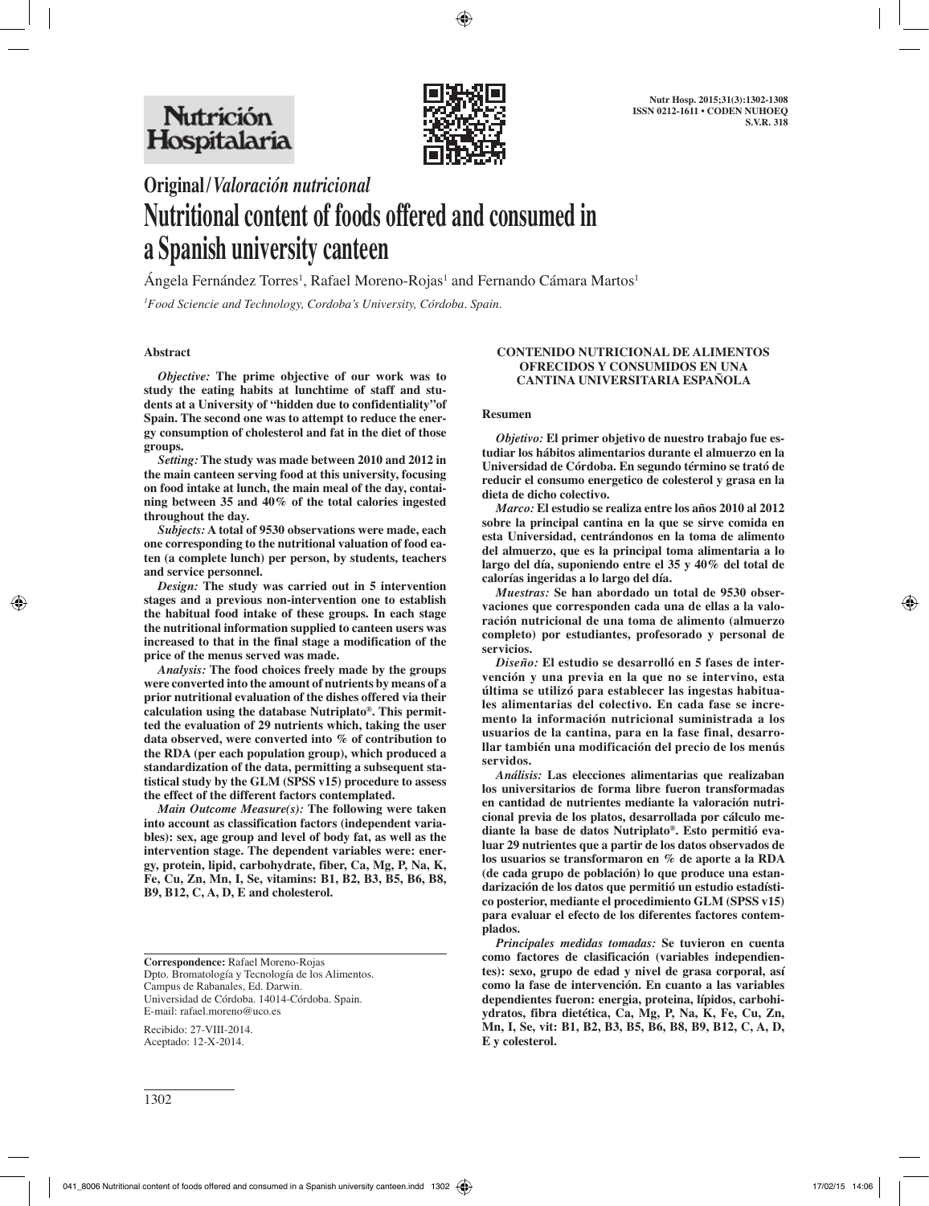**Original/***Valoración nutricional*

# Nutritional content of foods offered and consumed in a Spanish university canteen

Ángela Fernández Torres[1], Rafael Moreno-Rojas[1] and Fernando Cámara Martos[1]

[1]*Food Sciencie and Technology, Cordoba's University, Córdoba. Spain.*

## Abstract

***Objective:*** **The prime objective of our work was to study the eating habits at lunchtime of staff and students at a University of "hidden due to confidentiality"of Spain. The second one was to attempt to reduce the energy consumption of cholesterol and fat in the diet of those groups.**

***Setting:*** **The study was made between 2010 and 2012 in the main canteen serving food at this university, focusing on food intake at lunch, the main meal of the day, containing between 35 and 40% of the total calories ingested throughout the day.**

***Subjects:*** **A total of 9530 observations were made, each one corresponding to the nutritional valuation of food eaten (a complete lunch) per person, by students, teachers and service personnel.**

***Design:*** **The study was carried out in 5 intervention stages and a previous non-intervention one to establish the habitual food intake of these groups. In each stage the nutritional information supplied to canteen users was increased to that in the final stage a modification of the price of the menus served was made.**

***Analysis:*** **The food choices freely made by the groups were converted into the amount of nutrients by means of a prior nutritional evaluation of the dishes offered via their calculation using the database Nutriplato®. This permitted the evaluation of 29 nutrients which, taking the user data observed, were converted into % of contribution to the RDA (per each population group), which produced a standardization of the data, permitting a subsequent statistical study by the GLM (SPSS v15) procedure to assess the effect of the different factors contemplated.**

***Main Outcome Measure(s):*** **The following were taken into account as classification factors (independent variables): sex, age group and level of body fat, as well as the intervention stage. The dependent variables were: energy, protein, lipid, carbohydrate, fiber, Ca, Mg, P, Na, K, Fe, Cu, Zn, Mn, I, Se, vitamins: B1, B2, B3, B5, B6, B8, B9, B12, C, A, D, E and cholesterol.**

**Correspondence:** Rafael Moreno-Rojas
Dpto. Bromatología y Tecnología de los Alimentos.
Campus de Rabanales, Ed. Darwin.
Universidad de Córdoba. 14014-Córdoba. Spain.
E-mail: rafael.moreno@uco.es

Recibido: 27-VIII-2014.
Aceptado: 12-X-2014.

## CONTENIDO NUTRICIONAL DE ALIMENTOS OFRECIDOS Y CONSUMIDOS EN UNA CANTINA UNIVERSITARIA ESPAÑOLA

### Resumen

***Objetivo:*** **El primer objetivo de nuestro trabajo fue estudiar los hábitos alimentarios durante el almuerzo en la Universidad de Córdoba. En segundo término se trató de reducir el consumo energetico de colesterol y grasa en la dieta de dicho colectivo.**

***Marco:*** **El estudio se realiza entre los años 2010 al 2012 sobre la principal cantina en la que se sirve comida en esta Universidad, centrándonos en la toma de alimento del almuerzo, que es la principal toma alimentaria a lo largo del día, suponiendo entre el 35 y 40% del total de calorías ingeridas a lo largo del día.**

***Muestras:*** **Se han abordado un total de 9530 observaciones que corresponden cada una de ellas a la valoración nutricional de una toma de alimento (almuerzo completo) por estudiantes, profesorado y personal de servicios.**

***Diseño:*** **El estudio se desarrolló en 5 fases de intervención y una previa en la que no se intervino, esta última se utilizó para establecer las ingestas habituales alimentarias del colectivo. En cada fase se incremento la información nutricional suministrada a los usuarios de la cantina, para en la fase final, desarrollar también una modificación del precio de los menús servidos.**

***Análisis:*** **Las elecciones alimentarias que realizaban los universitarios de forma libre fueron transformadas en cantidad de nutrientes mediante la valoración nutricional previa de los platos, desarrollada por cálculo mediante la base de datos Nutriplato®. Esto permitió evaluar 29 nutrientes que a partir de los datos observados de los usuarios se transformaron en % de aporte a la RDA (de cada grupo de población) lo que produce una estandarización de los datos que permitió un estudio estadístico posterior, mediante el procedimiento GLM (SPSS v15) para evaluar el efecto de los diferentes factores contemplados.**

***Principales medidas tomadas:*** **Se tuvieron en cuenta como factores de clasificación (variables independientes): sexo, grupo de edad y nivel de grasa corporal, así como la fase de intervención. En cuanto a las variables dependientes fueron: energia, proteina, lípidos, carbohidratos, fibra dietética, Ca, Mg, P, Na, K, Fe, Cu, Zn, Mn, I, Se, vit: B1, B2, B3, B5, B6, B8, B9, B12, C, A, D, E y colesterol.**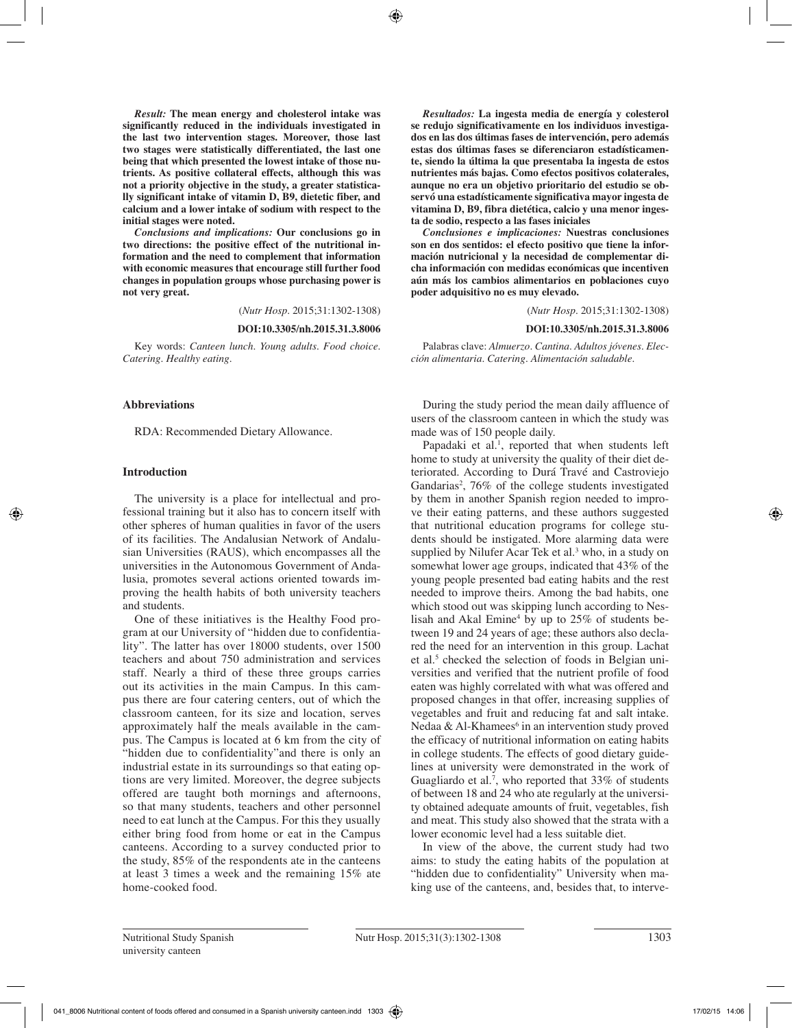***Result:*** **The mean energy and cholesterol intake was significantly reduced in the individuals investigated in the last two intervention stages. Moreover, those last two stages were statistically differentiated, the last one being that which presented the lowest intake of those nutrients. As positive collateral effects, although this was not a priority objective in the study, a greater statistically significant intake of vitamin D, B9, dietetic fiber, and calcium and a lower intake of sodium with respect to the initial stages were noted.**

***Conclusions and implications:*** **Our conclusions go in two directions: the positive effect of the nutritional information and the need to complement that information with economic measures that encourage still further food changes in population groups whose purchasing power is not very great.**

(*Nutr Hosp.* 2015;31:1302-1308)

**DOI:10.3305/nh.2015.31.3.8006**

Key words: *Canteen lunch. Young adults. Food choice. Catering. Healthy eating.*

***Resultados:*** **La ingesta media de energía y colesterol se redujo significativamente en los individuos investigados en las dos últimas fases de intervención, pero además estas dos últimas fases se diferenciaron estadísticamente, siendo la última la que presentaba la ingesta de estos nutrientes más bajas. Como efectos positivos colaterales, aunque no era un objetivo prioritario del estudio se observó una estadísticamente significativa mayor ingesta de vitamina D, B9, fibra dietética, calcio y una menor ingesta de sodio, respecto a las fases iniciales**

***Conclusiones e implicaciones:*** **Nuestras conclusiones son en dos sentidos: el efecto positivo que tiene la información nutricional y la necesidad de complementar dicha información con medidas económicas que incentiven aún más los cambios alimentarios en poblaciones cuyo poder adquisitivo no es muy elevado.**

(*Nutr Hosp.* 2015;31:1302-1308)

**DOI:10.3305/nh.2015.31.3.8006**

Palabras clave: *Almuerzo. Cantina. Adultos jóvenes. Elección alimentaria. Catering. Alimentación saludable.*

## Abbreviations

RDA: Recommended Dietary Allowance.

## Introduction

The university is a place for intellectual and professional training but it also has to concern itself with other spheres of human qualities in favor of the users of its facilities. The Andalusian Network of Andalusian Universities (RAUS), which encompasses all the universities in the Autonomous Government of Andalusia, promotes several actions oriented towards improving the health habits of both university teachers and students.

One of these initiatives is the Healthy Food program at our University of "hidden due to confidentiality". The latter has over 18000 students, over 1500 teachers and about 750 administration and services staff. Nearly a third of these three groups carries out its activities in the main Campus. In this campus there are four catering centers, out of which the classroom canteen, for its size and location, serves approximately half the meals available in the campus. The Campus is located at 6 km from the city of "hidden due to confidentiality"and there is only an industrial estate in its surroundings so that eating options are very limited. Moreover, the degree subjects offered are taught both mornings and afternoons, so that many students, teachers and other personnel need to eat lunch at the Campus. For this they usually either bring food from home or eat in the Campus canteens. According to a survey conducted prior to the study, 85% of the respondents ate in the canteens at least 3 times a week and the remaining 15% ate home-cooked food.

During the study period the mean daily affluence of users of the classroom canteen in which the study was made was of 150 people daily.

Papadaki et al.[1], reported that when students left home to study at university the quality of their diet deteriorated. According to Durá Travé and Castroviejo Gandarias[2], 76% of the college students investigated by them in another Spanish region needed to improve their eating patterns, and these authors suggested that nutritional education programs for college students should be instigated. More alarming data were supplied by Nilufer Acar Tek et al.[3] who, in a study on somewhat lower age groups, indicated that 43% of the young people presented bad eating habits and the rest needed to improve theirs. Among the bad habits, one which stood out was skipping lunch according to Neslisah and Akal Emine[4] by up to 25% of students between 19 and 24 years of age; these authors also declared the need for an intervention in this group. Lachat et al.[5] checked the selection of foods in Belgian universities and verified that the nutrient profile of food eaten was highly correlated with what was offered and proposed changes in that offer, increasing supplies of vegetables and fruit and reducing fat and salt intake. Nedaa & Al-Khamees[6] in an intervention study proved the efficacy of nutritional information on eating habits in college students. The effects of good dietary guidelines at university were demonstrated in the work of Guagliardo et al.[7], who reported that 33% of students of between 18 and 24 who ate regularly at the university obtained adequate amounts of fruit, vegetables, fish and meat. This study also showed that the strata with a lower economic level had a less suitable diet.

In view of the above, the current study had two aims: to study the eating habits of the population at "hidden due to confidentiality" University when making use of the canteens, and, besides that, to interve-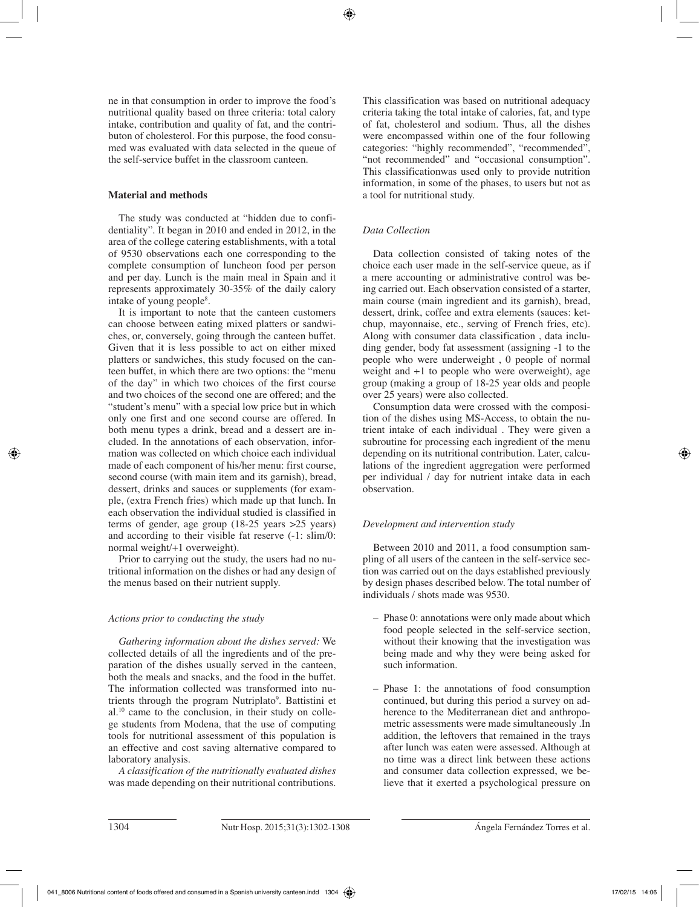ne in that consumption in order to improve the food's nutritional quality based on three criteria: total calory intake, contribution and quality of fat, and the contributon of cholesterol. For this purpose, the food consumed was evaluated with data selected in the queue of the self-service buffet in the classroom canteen.

## Material and methods

The study was conducted at "hidden due to confidentiality". It began in 2010 and ended in 2012, in the area of the college catering establishments, with a total of 9530 observations each one corresponding to the complete consumption of luncheon food per person and per day. Lunch is the main meal in Spain and it represents approximately 30-35% of the daily calory intake of young people[8].

It is important to note that the canteen customers can choose between eating mixed platters or sandwiches, or, conversely, going through the canteen buffet. Given that it is less possible to act on either mixed platters or sandwiches, this study focused on the canteen buffet, in which there are two options: the "menu of the day" in which two choices of the first course and two choices of the second one are offered; and the "student's menu" with a special low price but in which only one first and one second course are offered. In both menu types a drink, bread and a dessert are included. In the annotations of each observation, information was collected on which choice each individual made of each component of his/her menu: first course, second course (with main item and its garnish), bread, dessert, drinks and sauces or supplements (for example, (extra French fries) which made up that lunch. In each observation the individual studied is classified in terms of gender, age group (18-25 years >25 years) and according to their visible fat reserve (-1: slim/0: normal weight/+1 overweight).

Prior to carrying out the study, the users had no nutritional information on the dishes or had any design of the menus based on their nutrient supply.

### *Actions prior to conducting the study*

*Gathering information about the dishes served:* We collected details of all the ingredients and of the preparation of the dishes usually served in the canteen, both the meals and snacks, and the food in the buffet. The information collected was transformed into nutrients through the program Nutriplato[9]. Battistini et al.[10] came to the conclusion, in their study on college students from Modena, that the use of computing tools for nutritional assessment of this population is an effective and cost saving alternative compared to laboratory analysis.

*A classification of the nutritionally evaluated dishes* was made depending on their nutritional contributions. This classification was based on nutritional adequacy criteria taking the total intake of calories, fat, and type of fat, cholesterol and sodium. Thus, all the dishes were encompassed within one of the four following categories: "highly recommended", "recommended", "not recommended" and "occasional consumption". This classificationwas used only to provide nutrition information, in some of the phases, to users but not as a tool for nutritional study.

### *Data Collection*

Data collection consisted of taking notes of the choice each user made in the self-service queue, as if a mere accounting or administrative control was being carried out. Each observation consisted of a starter, main course (main ingredient and its garnish), bread, dessert, drink, coffee and extra elements (sauces: ketchup, mayonnaise, etc., serving of French fries, etc). Along with consumer data classification , data including gender, body fat assessment (assigning -1 to the people who were underweight , 0 people of normal weight and +1 to people who were overweight), age group (making a group of 18-25 year olds and people over 25 years) were also collected.

Consumption data were crossed with the composition of the dishes using MS-Access, to obtain the nutrient intake of each individual . They were given a subroutine for processing each ingredient of the menu depending on its nutritional contribution. Later, calculations of the ingredient aggregation were performed per individual / day for nutrient intake data in each observation.

### *Development and intervention study*

Between 2010 and 2011, a food consumption sampling of all users of the canteen in the self-service section was carried out on the days established previously by design phases described below. The total number of individuals / shots made was 9530.

- Phase 0: annotations were only made about which food people selected in the self-service section, without their knowing that the investigation was being made and why they were being asked for such information.
- Phase 1: the annotations of food consumption continued, but during this period a survey on adherence to the Mediterranean diet and anthropometric assessments were made simultaneously .In addition, the leftovers that remained in the trays after lunch was eaten were assessed. Although at no time was a direct link between these actions and consumer data collection expressed, we believe that it exerted a psychological pressure on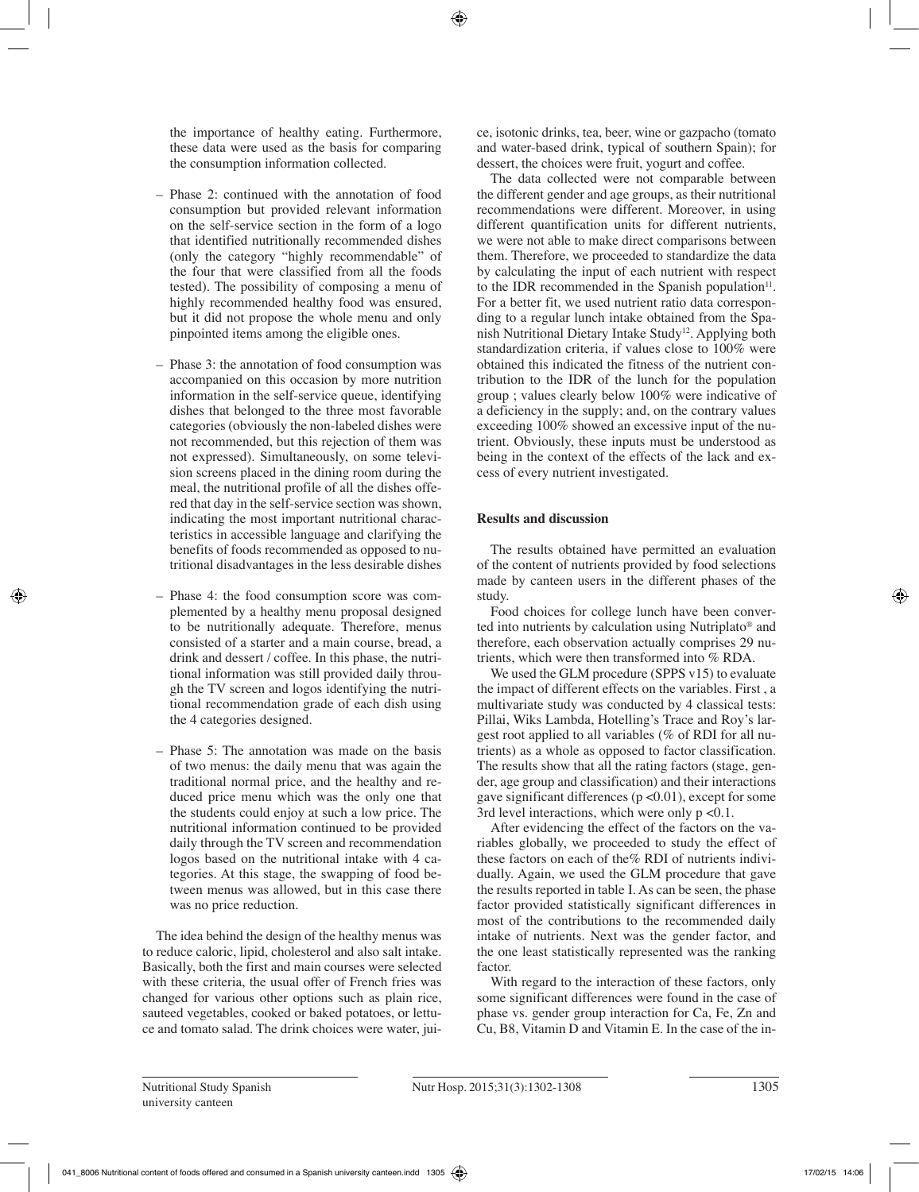the importance of healthy eating. Furthermore, these data were used as the basis for comparing the consumption information collected.

- Phase 2: continued with the annotation of food consumption but provided relevant information on the self-service section in the form of a logo that identified nutritionally recommended dishes (only the category "highly recommendable" of the four that were classified from all the foods tested). The possibility of composing a menu of highly recommended healthy food was ensured, but it did not propose the whole menu and only pinpointed items among the eligible ones.
- Phase 3: the annotation of food consumption was accompanied on this occasion by more nutrition information in the self-service queue, identifying dishes that belonged to the three most favorable categories (obviously the non-labeled dishes were not recommended, but this rejection of them was not expressed). Simultaneously, on some television screens placed in the dining room during the meal, the nutritional profile of all the dishes offered that day in the self-service section was shown, indicating the most important nutritional characteristics in accessible language and clarifying the benefits of foods recommended as opposed to nutritional disadvantages in the less desirable dishes
- Phase 4: the food consumption score was complemented by a healthy menu proposal designed to be nutritionally adequate. Therefore, menus consisted of a starter and a main course, bread, a drink and dessert / coffee. In this phase, the nutritional information was still provided daily through the TV screen and logos identifying the nutritional recommendation grade of each dish using the 4 categories designed.
- Phase 5: The annotation was made on the basis of two menus: the daily menu that was again the traditional normal price, and the healthy and reduced price menu which was the only one that the students could enjoy at such a low price. The nutritional information continued to be provided daily through the TV screen and recommendation logos based on the nutritional intake with 4 categories. At this stage, the swapping of food between menus was allowed, but in this case there was no price reduction.

The idea behind the design of the healthy menus was to reduce caloric, lipid, cholesterol and also salt intake. Basically, both the first and main courses were selected with these criteria, the usual offer of French fries was changed for various other options such as plain rice, sauteed vegetables, cooked or baked potatoes, or lettuce and tomato salad. The drink choices were water, juice, isotonic drinks, tea, beer, wine or gazpacho (tomato and water-based drink, typical of southern Spain); for dessert, the choices were fruit, yogurt and coffee.

The data collected were not comparable between the different gender and age groups, as their nutritional recommendations were different. Moreover, in using different quantification units for different nutrients, we were not able to make direct comparisons between them. Therefore, we proceeded to standardize the data by calculating the input of each nutrient with respect to the IDR recommended in the Spanish population[11]. For a better fit, we used nutrient ratio data corresponding to a regular lunch intake obtained from the Spanish Nutritional Dietary Intake Study[12]. Applying both standardization criteria, if values close to 100% were obtained this indicated the fitness of the nutrient contribution to the IDR of the lunch for the population group ; values clearly below 100% were indicative of a deficiency in the supply; and, on the contrary values exceeding 100% showed an excessive input of the nutrient. Obviously, these inputs must be understood as being in the context of the effects of the lack and excess of every nutrient investigated.

## Results and discussion

The results obtained have permitted an evaluation of the content of nutrients provided by food selections made by canteen users in the different phases of the study.

Food choices for college lunch have been converted into nutrients by calculation using Nutriplato® and therefore, each observation actually comprises 29 nutrients, which were then transformed into % RDA.

We used the GLM procedure (SPPS v15) to evaluate the impact of different effects on the variables. First , a multivariate study was conducted by 4 classical tests: Pillai, Wiks Lambda, Hotelling's Trace and Roy's largest root applied to all variables (% of RDI for all nutrients) as a whole as opposed to factor classification. The results show that all the rating factors (stage, gender, age group and classification) and their interactions gave significant differences ($p < 0.01$), except for some 3rd level interactions, which were only $p < 0.1$.

After evidencing the effect of the factors on the variables globally, we proceeded to study the effect of these factors on each of the% RDI of nutrients individually. Again, we used the GLM procedure that gave the results reported in table I. As can be seen, the phase factor provided statistically significant differences in most of the contributions to the recommended daily intake of nutrients. Next was the gender factor, and the one least statistically represented was the ranking factor.

With regard to the interaction of these factors, only some significant differences were found in the case of phase vs. gender group interaction for Ca, Fe, Zn and Cu, B8, Vitamin D and Vitamin E. In the case of the in-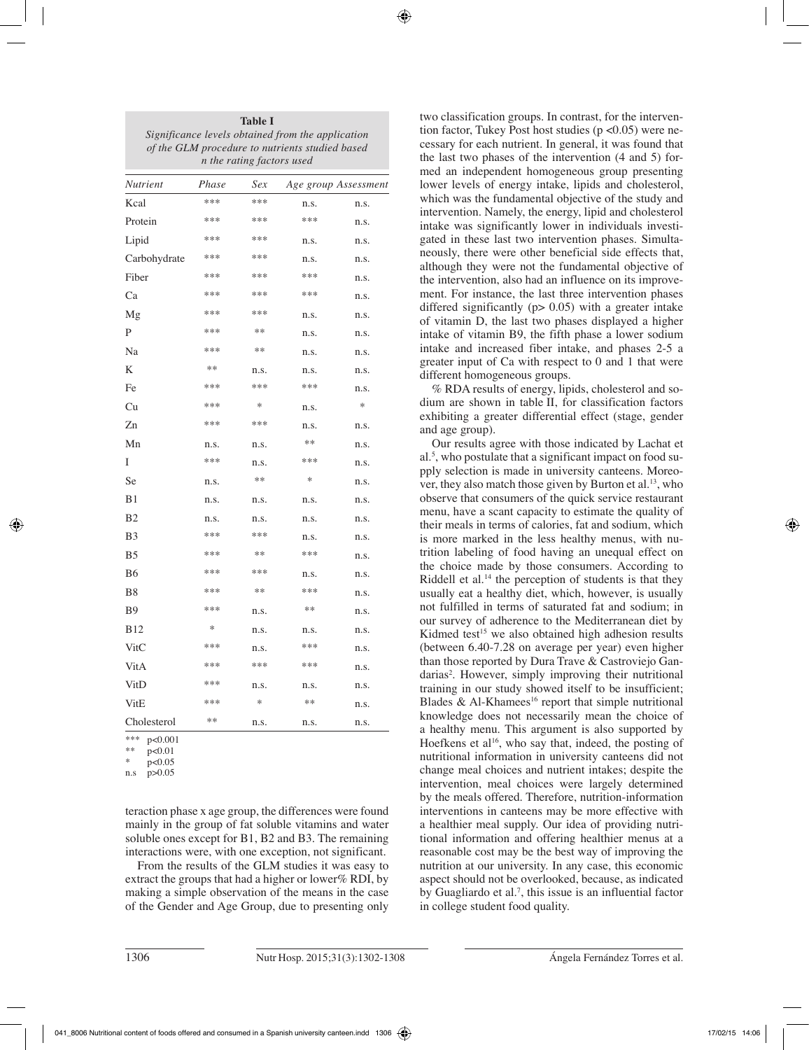**Table I**
*Significance levels obtained from the application of the GLM procedure to nutrients studied based n the rating factors used*

| Nutrient | Phase | Sex | Age group | Assessment |
|---|---|---|---|---|
| Kcal | *** | *** | n.s. | n.s. |
| Protein | *** | *** | *** | n.s. |
| Lipid | *** | *** | n.s. | n.s. |
| Carbohydrate | *** | *** | n.s. | n.s. |
| Fiber | *** | *** | *** | n.s. |
| Ca | *** | *** | *** | n.s. |
| Mg | *** | *** | n.s. | n.s. |
| P | *** | ** | n.s. | n.s. |
| Na | *** | ** | n.s. | n.s. |
| K | ** | n.s. | n.s. | n.s. |
| Fe | *** | *** | *** | n.s. |
| Cu | *** | * | n.s. | * |
| Zn | *** | *** | n.s. | n.s. |
| Mn | n.s. | n.s. | ** | n.s. |
| I | *** | n.s. | *** | n.s. |
| Se | n.s. | ** | * | n.s. |
| B1 | n.s. | n.s. | n.s. | n.s. |
| B2 | n.s. | n.s. | n.s. | n.s. |
| B3 | *** | *** | n.s. | n.s. |
| B5 | *** | ** | *** | n.s. |
| B6 | *** | *** | n.s. | n.s. |
| B8 | *** | ** | *** | n.s. |
| B9 | *** | n.s. | ** | n.s. |
| B12 | * | n.s. | n.s. | n.s. |
| VitC | *** | n.s. | *** | n.s. |
| VitA | *** | *** | *** | n.s. |
| VitD | *** | n.s. | n.s. | n.s. |
| VitE | *** | * | ** | n.s. |
| Cholesterol | ** | n.s. | n.s. | n.s. |

*** $p<0.001$
** $p<0.01$
* $p<0.05$
n.s $p>0.05$

teraction phase x age group, the differences were found mainly in the group of fat soluble vitamins and water soluble ones except for B1, B2 and B3. The remaining interactions were, with one exception, not significant.

From the results of the GLM studies it was easy to extract the groups that had a higher or lower% RDI, by making a simple observation of the means in the case of the Gender and Age Group, due to presenting only two classification groups. In contrast, for the intervention factor, Tukey Post host studies ($p < 0.05$) were necessary for each nutrient. In general, it was found that the last two phases of the intervention (4 and 5) formed an independent homogeneous group presenting lower levels of energy intake, lipids and cholesterol, which was the fundamental objective of the study and intervention. Namely, the energy, lipid and cholesterol intake was significantly lower in individuals investigated in these last two intervention phases. Simultaneously, there were other beneficial side effects that, although they were not the fundamental objective of the intervention, also had an influence on its improvement. For instance, the last three intervention phases differed significantly ($p > 0.05$) with a greater intake of vitamin D, the last two phases displayed a higher intake of vitamin B9, the fifth phase a lower sodium intake and increased fiber intake, and phases 2-5 a greater input of Ca with respect to 0 and 1 that were different homogeneous groups.

% RDA results of energy, lipids, cholesterol and sodium are shown in table II, for classification factors exhibiting a greater differential effect (stage, gender and age group).

Our results agree with those indicated by Lachat et al.[5], who postulate that a significant impact on food supply selection is made in university canteens. Moreover, they also match those given by Burton et al.[13], who observe that consumers of the quick service restaurant menu, have a scant capacity to estimate the quality of their meals in terms of calories, fat and sodium, which is more marked in the less healthy menus, with nutrition labeling of food having an unequal effect on the choice made by those consumers. According to Riddell et al.[14] the perception of students is that they usually eat a healthy diet, which, however, is usually not fulfilled in terms of saturated fat and sodium; in our survey of adherence to the Mediterranean diet by Kidmed test[15] we also obtained high adhesion results (between 6.40-7.28 on average per year) even higher than those reported by Dura Trave & Castroviejo Gandarias[2]. However, simply improving their nutritional training in our study showed itself to be insufficient; Blades & Al-Khamees[16] report that simple nutritional knowledge does not necessarily mean the choice of a healthy menu. This argument is also supported by Hoefkens et al[16], who say that, indeed, the posting of nutritional information in university canteens did not change meal choices and nutrient intakes; despite the intervention, meal choices were largely determined by the meals offered. Therefore, nutrition-information interventions in canteens may be more effective with a healthier meal supply. Our idea of providing nutritional information and offering healthier menus at a reasonable cost may be the best way of improving the nutrition at our university. In any case, this economic aspect should not be overlooked, because, as indicated by Guagliardo et al.[7], this issue is an influential factor in college student food quality.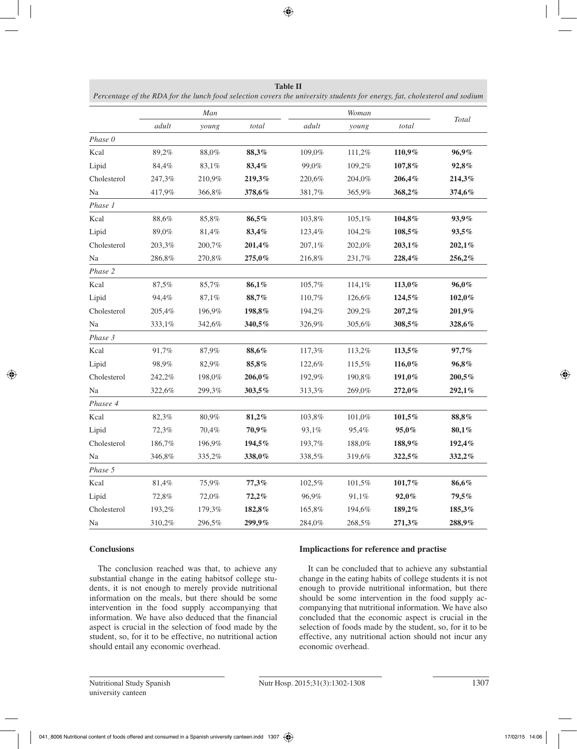**Table II**
*Percentage of the RDA for the lunch food selection covers the university students for energy, fat, cholesterol and sodium*

| | *Man* | | | *Woman* | | | *Total* |
|---|---|---|---|---|---|---|---|
| | *adult* | *young* | *total* | *adult* | *young* | *total* | |
| *Phase 0* | | | | | | | |
| Kcal | 89,2% | 88,0% | **88,3%** | 109,0% | 111,2% | **110,9%** | **96,9%** |
| Lipid | 84,4% | 83,1% | **83,4%** | 99,0% | 109,2% | **107,8%** | **92,8%** |
| Cholesterol | 247,3% | 210,9% | **219,3%** | 220,6% | 204,0% | **206,4%** | **214,3%** |
| Na | 417,9% | 366,8% | **378,6%** | 381,7% | 365,9% | **368,2%** | **374,6%** |
| *Phase 1* | | | | | | | |
| Kcal | 88,6% | 85,8% | **86,5%** | 103,8% | 105,1% | **104,8%** | **93,9%** |
| Lipid | 89,0% | 81,4% | **83,4%** | 123,4% | 104,2% | **108,5%** | **93,5%** |
| Cholesterol | 203,3% | 200,7% | **201,4%** | 207,1% | 202,0% | **203,1%** | **202,1%** |
| Na | 286,8% | 270,8% | **275,0%** | 216,8% | 231,7% | **228,4%** | **256,2%** |
| *Phase 2* | | | | | | | |
| Kcal | 87,5% | 85,7% | **86,1%** | 105,7% | 114,1% | **113,0%** | **96,0%** |
| Lipid | 94,4% | 87,1% | **88,7%** | 110,7% | 126,6% | **124,5%** | **102,0%** |
| Cholesterol | 205,4% | 196,9% | **198,8%** | 194,2% | 209,2% | **207,2%** | **201,9%** |
| Na | 333,1% | 342,6% | **340,5%** | 326,9% | 305,6% | **308,5%** | **328,6%** |
| *Phase 3* | | | | | | | |
| Kcal | 91,7% | 87,9% | **88,6%** | 117,3% | 113,2% | **113,5%** | **97,7%** |
| Lipid | 98,9% | 82,9% | **85,8%** | 122,6% | 115,5% | **116,0%** | **96,8%** |
| Cholesterol | 242,2% | 198,0% | **206,0%** | 192,9% | 190,8% | **191,0%** | **200,5%** |
| Na | 322,6% | 299,3% | **303,5%** | 313,3% | 269,0% | **272,0%** | **292,1%** |
| *Phasee 4* | | | | | | | |
| Kcal | 82,3% | 80,9% | **81,2%** | 103,8% | 101,0% | **101,5%** | **88,8%** |
| Lipid | 72,3% | 70,4% | **70,9%** | 93,1% | 95,4% | **95,0%** | **80,1%** |
| Cholesterol | 186,7% | 196,9% | **194,5%** | 193,7% | 188,0% | **188,9%** | **192,4%** |
| Na | 346,8% | 335,2% | **338,0%** | 338,5% | 319,6% | **322,5%** | **332,2%** |
| *Phase 5* | | | | | | | |
| Kcal | 81,4% | 75,9% | **77,3%** | 102,5% | 101,5% | **101,7%** | **86,6%** |
| Lipid | 72,8% | 72,0% | **72,2%** | 96,9% | 91,1% | **92,0%** | **79,5%** |
| Cholesterol | 193,2% | 179,3% | **182,8%** | 165,8% | 194,6% | **189,2%** | **185,3%** |
| Na | 310,2% | 296,5% | **299,9%** | 284,0% | 268,5% | **271,3%** | **288,9%** |

## Conclusions

The conclusion reached was that, to achieve any substantial change in the eating habitsof college students, it is not enough to merely provide nutritional information on the meals, but there should be some intervention in the food supply accompanying that information. We have also deduced that the financial aspect is crucial in the selection of food made by the student, so, for it to be effective, no nutritional action should entail any economic overhead.

## Implicactions for reference and practise

It can be concluded that to achieve any substantial change in the eating habits of college students it is not enough to provide nutritional information, but there should be some intervention in the food supply accompanying that nutritional information. We have also concluded that the economic aspect is crucial in the selection of foods made by the student, so, for it to be effective, any nutritional action should not incur any economic overhead.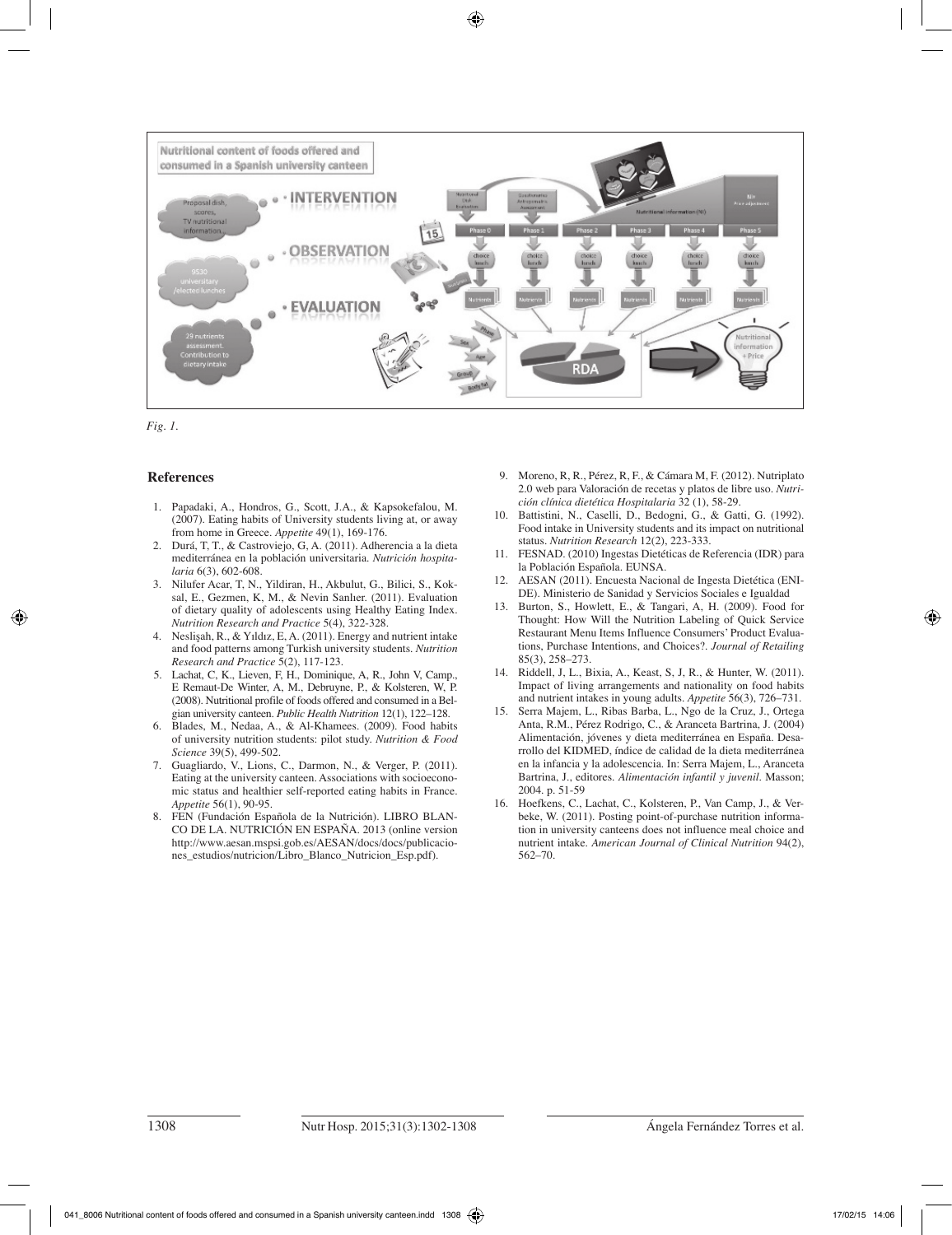Nutritional content of foods offered and consumed in a Spanish university canteen

INTERVENTION

Proposal dish, scores, TV nutritional information

OBSERVATION

9530 universitary /elected lunches

EVALUATION

29 nutrients assessment. Contribution to dietary intake

Phase 0 Phase 1 Phase 2 Phase 3 Phase 4 Phase 5

Nutritional information (NI)

choice lunch

Nutrients

Sex Age Group Body fat

RDA

Nutritional information + Price

*Fig. 1.*

## References

1. Papadaki, A., Hondros, G., Scott, J.A., & Kapsokefalou, M. (2007). Eating habits of University students living at, or away from home in Greece. *Appetite* 49(1), 169-176.
2. Durá, T, T., & Castroviejo, G, A. (2011). Adherencia a la dieta mediterránea en la población universitaria. *Nutrición hospitalaria* 6(3), 602-608.
3. Nilufer Acar, T, N., Yildiran, H., Akbulut, G., Bilici, S., Koksal, E., Gezmen, K, M., & Nevin Sanlıer. (2011). Evaluation of dietary quality of adolescents using Healthy Eating Index. *Nutrition Research and Practice* 5(4), 322-328.
4. Neslişah, R., & Yıldız, E, A. (2011). Energy and nutrient intake and food patterns among Turkish university students. *Nutrition Research and Practice* 5(2), 117-123.
5. Lachat, C, K., Lieven, F, H., Dominique, A, R., John V, Camp., E Remaut-De Winter, A, M., Debruyne, P., & Kolsteren, W, P. (2008). Nutritional profile of foods offered and consumed in a Belgian university canteen. *Public Health Nutrition* 12(1), 122–128.
6. Blades, M., Nedaa, A., & Al-Khamees. (2009). Food habits of university nutrition students: pilot study. *Nutrition & Food Science* 39(5), 499-502.
7. Guagliardo, V., Lions, C., Darmon, N., & Verger, P. (2011). Eating at the university canteen. Associations with socioeconomic status and healthier self-reported eating habits in France. *Appetite* 56(1), 90-95.
8. FEN (Fundación Española de la Nutrición). LIBRO BLANCO DE LA. NUTRICIÓN EN ESPAÑA. 2013 (online version http://www.aesan.mspsi.gob.es/AESAN/docs/docs/publicaciones_estudios/nutricion/Libro_Blanco_Nutricion_Esp.pdf).
9. Moreno, R, R., Pérez, R, F., & Cámara M, F. (2012). Nutriplato 2.0 web para Valoración de recetas y platos de libre uso. *Nutrición clínica dietética Hospitalaria* 32 (1), 58-29.
10. Battistini, N., Caselli, D., Bedogni, G., & Gatti, G. (1992). Food intake in University students and its impact on nutritional status. *Nutrition Research* 12(2), 223-333.
11. FESNAD. (2010) Ingestas Dietéticas de Referencia (IDR) para la Población Española. EUNSA.
12. AESAN (2011). Encuesta Nacional de Ingesta Dietética (ENIDE). Ministerio de Sanidad y Servicios Sociales e Igualdad
13. Burton, S., Howlett, E., & Tangari, A, H. (2009). Food for Thought: How Will the Nutrition Labeling of Quick Service Restaurant Menu Items Influence Consumers' Product Evaluations, Purchase Intentions, and Choices?. *Journal of Retailing* 85(3), 258–273.
14. Riddell, J, L., Bixia, A., Keast, S, J, R., & Hunter, W. (2011). Impact of living arrangements and nationality on food habits and nutrient intakes in young adults. *Appetite* 56(3), 726–731.
15. Serra Majem, L., Ribas Barba, L., Ngo de la Cruz, J., Ortega Anta, R.M., Pérez Rodrigo, C., & Aranceta Bartrina, J. (2004) Alimentación, jóvenes y dieta mediterránea en España. Desarrollo del KIDMED, índice de calidad de la dieta mediterránea en la infancia y la adolescencia. In: Serra Majem, L., Aranceta Bartrina, J., editores. *Alimentación infantil y juvenil*. Masson; 2004. p. 51-59
16. Hoefkens, C., Lachat, C., Kolsteren, P., Van Camp, J., & Verbeke, W. (2011). Posting point-of-purchase nutrition information in university canteens does not influence meal choice and nutrient intake. *American Journal of Clinical Nutrition* 94(2), 562–70.